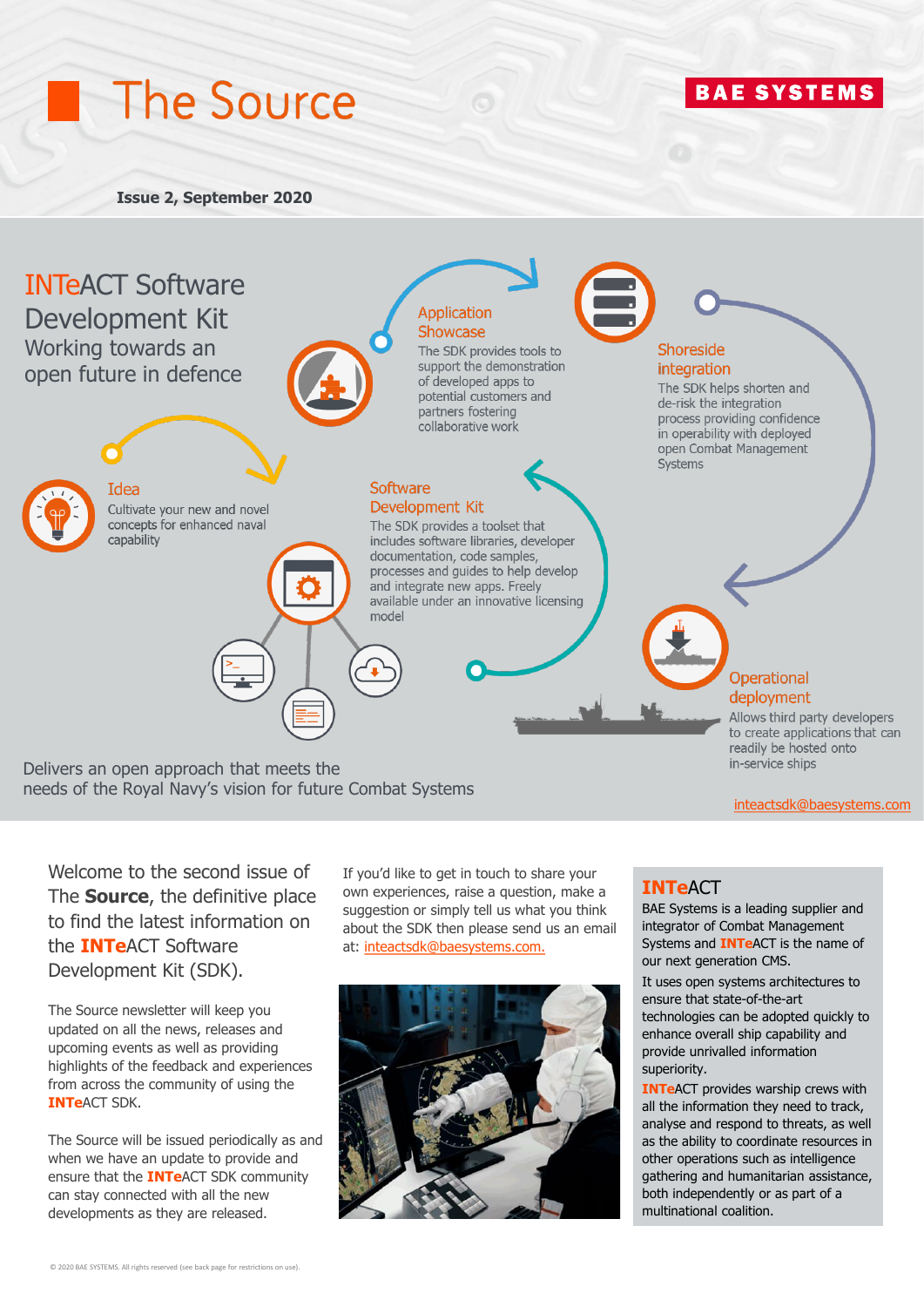# The Source

BAE SYSTEMS

**Issue 2, September 2020**

## INTeACT Software Development Kit

### Working towards an open future in defence

**Idea**

Cultivate your new and novel concepts for enhanced naval capability

**Application Showcase**

The SDK provides tools to support the demonstration of developed apps to potential customers and partners fostering collaborative work

**Shoreside integration**

The SDK helps shorten and de-risk the integration process providing confidence in operability with deployed open Combat Management Systems

**Software Development Kit**

The SDK provides a toolset that includes software libraries, developer documentation, code samples, processes and guides to help develop and integrate new apps. Freely available under an innovative licensing model

**Operational deployment**

Allows third party developers to create applications that can readily be hosted onto in-service ships

Delivers an open approach that meets the needs of the Royal Navy's vision for future Combat Systems

inteactsdk@baesystems.com

Welcome to the second issue of The **Source**, the definitive place to find the latest information on the **INTe**ACT Software Development Kit (SDK).

The Source newsletter will keep you updated on all the news, releases and upcoming events as well as providing highlights of the feedback and experiences from across the community of using the **INTe**ACT SDK.

The Source will be issued periodically as and when we have an update to provide and ensure that the **INTe**ACT SDK community can stay connected with all the new developments as they are released.

If you'd like to get in touch to share your own experiences, raise a question, make a suggestion or simply tell us what you think about the SDK then please send us an email at: inteactsdk@baesystems.com.

### INTeACT

BAE Systems is a leading supplier and integrator of Combat Management Systems and **INTe**ACT is the name of our next generation CMS.

It uses open systems architectures to ensure that state-of-the-art technologies can be adopted quickly to enhance overall ship capability and provide unrivalled information superiority.

**INTe**ACT provides warship crews with all the information they need to track, analyse and respond to threats, as well as the ability to coordinate resources in other operations such as intelligence gathering and humanitarian assistance, both independently or as part of a multinational coalition.

© 2020 BAE SYSTEMS. All rights reserved (see back page for restrictions on use).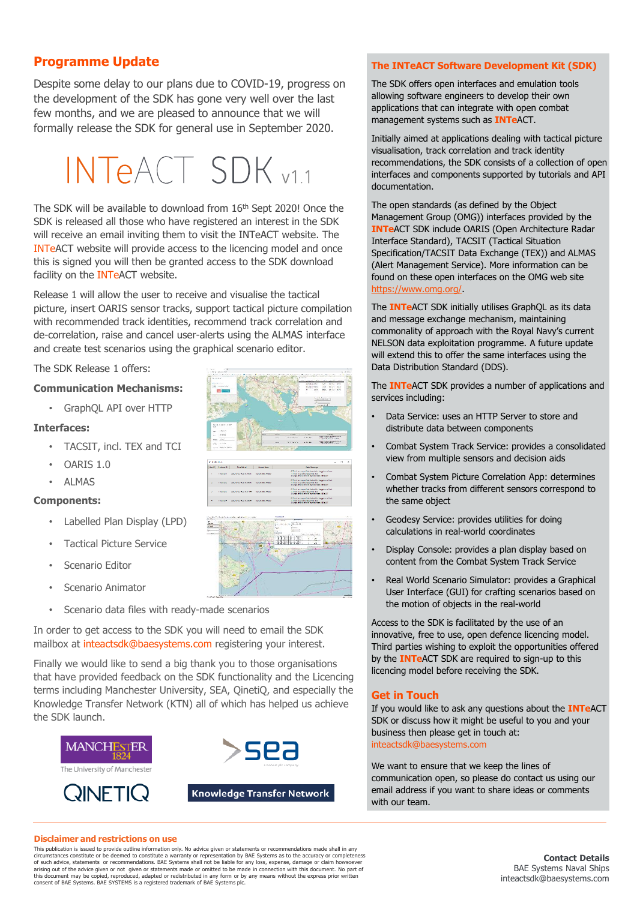## Programme Update

Despite some delay to our plans due to COVID-19, progress on the development of the SDK has gone very well over the last few months, and we are pleased to announce that we will formally release the SDK for general use in September 2020.

# INTeACT SDK v1.1

The SDK will be available to download from 16th Sept 2020! Once the SDK is released all those who have registered an interest in the SDK will receive an email inviting them to visit the INTeACT website. The INTeACT website will provide access to the licencing model and once this is signed you will then be granted access to the SDK download facility on the INTeACT website.

Release 1 will allow the user to receive and visualise the tactical picture, insert OARIS sensor tracks, support tactical picture compilation with recommended track identities, recommend track correlation and de-correlation, raise and cancel user-alerts using the ALMAS interface and create test scenarios using the graphical scenario editor.

The SDK Release 1 offers:

**Communication Mechanisms:**

- GraphQL API over HTTP

**Interfaces:**

- TACSIT, incl. TEX and TCI
- OARIS 1.0
- ALMAS

**Components:**

- Labelled Plan Display (LPD)
- Tactical Picture Service
- Scenario Editor
- Scenario Animator
- Scenario data files with ready-made scenarios

In order to get access to the SDK you will need to email the SDK mailbox at inteactsdk@baesystems.com registering your interest.

Finally we would like to send a big thank you to those organisations that have provided feedback on the SDK functionality and the Licencing terms including Manchester University, SEA, QinetiQ, and especially the Knowledge Transfer Network (KTN) all of which has helped us achieve the SDK launch.

MANCHESTER 1824 The University of Manchester

sea

QINETIQ

Knowledge Transfer Network

## The INTeACT Software Development Kit (SDK)

The SDK offers open interfaces and emulation tools allowing software engineers to develop their own applications that can integrate with open combat management systems such as **INTeACT**.

Initially aimed at applications dealing with tactical picture visualisation, track correlation and track identity recommendations, the SDK consists of a collection of open interfaces and components supported by tutorials and API documentation.

The open standards (as defined by the Object Management Group (OMG)) interfaces provided by the **INTeACT** SDK include OARIS (Open Architecture Radar Interface Standard), TACSIT (Tactical Situation Specification/TACSIT Data Exchange (TEX)) and ALMAS (Alert Management Service). More information can be found on these open interfaces on the OMG web site https://www.omg.org/.

The **INTeACT** SDK initially utilises GraphQL as its data and message exchange mechanism, maintaining commonality of approach with the Royal Navy's current NELSON data exploitation programme. A future update will extend this to offer the same interfaces using the Data Distribution Standard (DDS).

The **INTeACT** SDK provides a number of applications and services including:

- Data Service: uses an HTTP Server to store and distribute data between components
- Combat System Track Service: provides a consolidated view from multiple sensors and decision aids
- Combat System Picture Correlation App: determines whether tracks from different sensors correspond to the same object
- Geodesy Service: provides utilities for doing calculations in real-world coordinates
- Display Console: provides a plan display based on content from the Combat System Track Service
- Real World Scenario Simulator: provides a Graphical User Interface (GUI) for crafting scenarios based on the motion of objects in the real-world

Access to the SDK is facilitated by the use of an innovative, free to use, open defence licencing model. Third parties wishing to exploit the opportunities offered by the **INTeACT** SDK are required to sign-up to this licencing model before receiving the SDK.

## Get in Touch

If you would like to ask any questions about the **INTeACT** SDK or discuss how it might be useful to you and your business then please get in touch at: inteactsdk@baesystems.com

We want to ensure that we keep the lines of communication open, so please do contact us using our email address if you want to share ideas or comments with our team.

### Disclaimer and restrictions on use

This publication is issued to provide outline information only. No advice given or statements or recommendations made shall in any circumstances constitute or be deemed to constitute a warranty or representation by BAE Systems as to the accuracy or completeness of such advice, statements or recommendations. BAE Systems shall not be liable for any loss, expense, damage or claim howsoever arising out of the advice given or not given or statements made or omitted to be made in connection with this document. No part of this document may be copied, reproduced, adapted or redistributed in any form or by any means without the express prior written consent of BAE Systems. BAE SYSTEMS is a registered trademark of BAE Systems plc.

**Contact Details**
BAE Systems Naval Ships
inteactsdk@baesystems.com